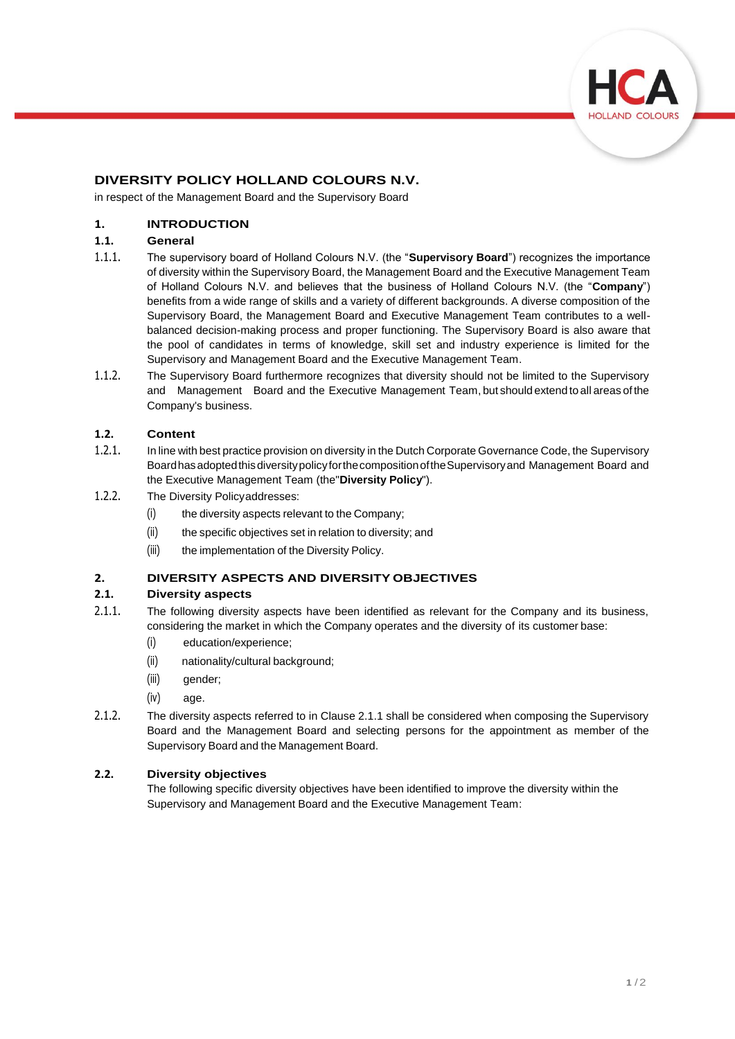# DIVERSITY POLICY HOLLAND COLOURS N.V.

in respect of the Management Board and the Supervisory Board

## 1. INTRODUCTION

### 1.1. General

1.1.1. The supervisory board of Holland Colours N.V. (the "**Supervisory Board**") recognizes the importance of diversity within the Supervisory Board, the Management Board and the Executive Management Team of Holland Colours N.V. and believes that the business of Holland Colours N.V. (the "**Company**") benefits from a wide range of skills and a variety of different backgrounds. A diverse composition of the Supervisory Board, the Management Board and Executive Management Team contributes to a well-balanced decision-making process and proper functioning. The Supervisory Board is also aware that the pool of candidates in terms of knowledge, skill set and industry experience is limited for the Supervisory and Management Board and the Executive Management Team.

1.1.2. The Supervisory Board furthermore recognizes that diversity should not be limited to the Supervisory and Management Board and the Executive Management Team, but should extend to all areas of the Company's business.

### 1.2. Content

1.2.1. In line with best practice provision on diversity in the Dutch Corporate Governance Code, the Supervisory Board has adopted this diversity policy for the composition of the Supervisory and Management Board and the Executive Management Team (the "**Diversity Policy**").

1.2.2. The Diversity Policy addresses:

(i) the diversity aspects relevant to the Company;

(ii) the specific objectives set in relation to diversity; and

(iii) the implementation of the Diversity Policy.

## 2. DIVERSITY ASPECTS AND DIVERSITY OBJECTIVES

### 2.1. Diversity aspects

2.1.1. The following diversity aspects have been identified as relevant for the Company and its business, considering the market in which the Company operates and the diversity of its customer base:

(i) education/experience;

(ii) nationality/cultural background;

(iii) gender;

(iv) age.

2.1.2. The diversity aspects referred to in Clause 2.1.1 shall be considered when composing the Supervisory Board and the Management Board and selecting persons for the appointment as member of the Supervisory Board and the Management Board.

### 2.2. Diversity objectives

The following specific diversity objectives have been identified to improve the diversity within the Supervisory and Management Board and the Executive Management Team: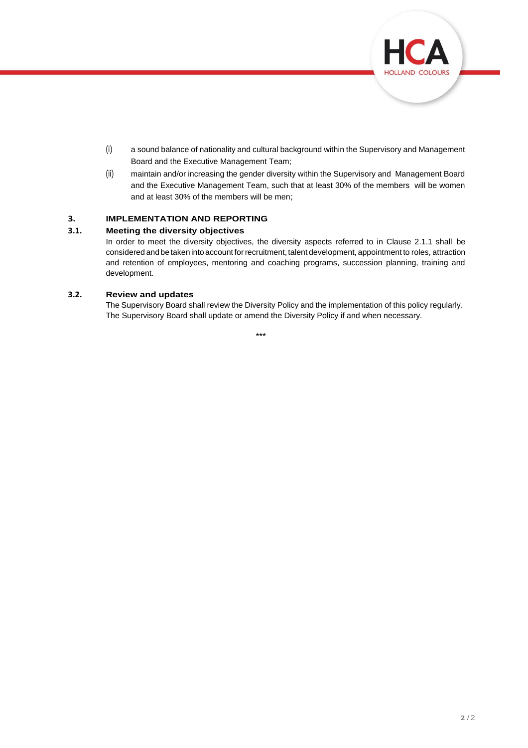(i) a sound balance of nationality and cultural background within the Supervisory and Management Board and the Executive Management Team;

(ii) maintain and/or increasing the gender diversity within the Supervisory and Management Board and the Executive Management Team, such that at least 30% of the members will be women and at least 30% of the members will be men;

## 3. IMPLEMENTATION AND REPORTING

### 3.1. Meeting the diversity objectives

In order to meet the diversity objectives, the diversity aspects referred to in Clause 2.1.1 shall be considered and be taken into account for recruitment, talent development, appointment to roles, attraction and retention of employees, mentoring and coaching programs, succession planning, training and development.

### 3.2. Review and updates

The Supervisory Board shall review the Diversity Policy and the implementation of this policy regularly. The Supervisory Board shall update or amend the Diversity Policy if and when necessary.

***